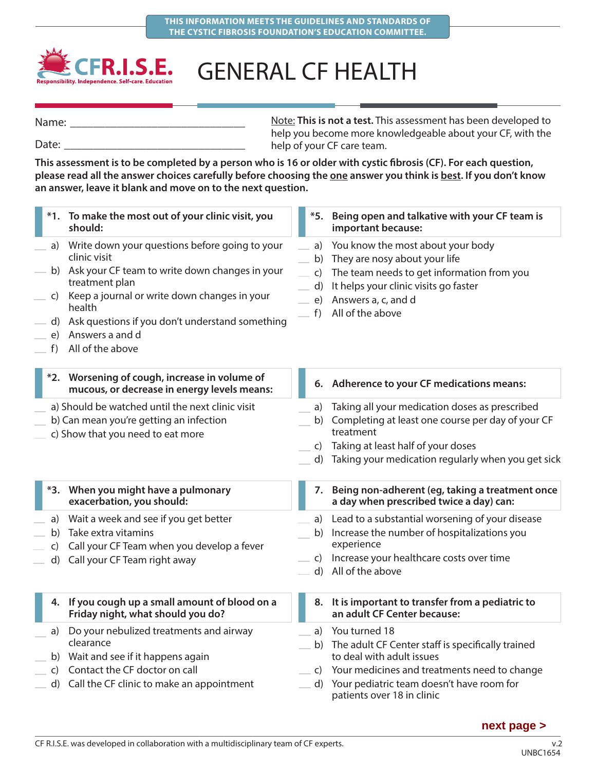THIS INFORMATION MEETS THE GUIDELINES AND STANDARDS OF THE CYSTIC FIBROSIS FOUNDATION'S EDUCATION COMMITTEE.

CFR.I.S.E.
Responsibility. Independence. Self-care. Education

# GENERAL CF HEALTH

Name: ______________________________

Date: ______________________________

Note: **This is not a test.** This assessment has been developed to help you become more knowledgeable about your CF, with the help of your CF care team.

**This assessment is to be completed by a person who is 16 or older with cystic fibrosis (CF). For each question, please read all the answer choices carefully before choosing the one answer you think is best. If you don't know an answer, leave it blank and move on to the next question.**

**\*1. To make the most out of your clinic visit, you should:**

__ a) Write down your questions before going to your clinic visit
__ b) Ask your CF team to write down changes in your treatment plan
__ c) Keep a journal or write down changes in your health
__ d) Ask questions if you don't understand something
__ e) Answers a and d
__ f) All of the above

**\*2. Worsening of cough, increase in volume of mucous, or decrease in energy levels means:**

__ a) Should be watched until the next clinic visit
__ b) Can mean you're getting an infection
__ c) Show that you need to eat more

**\*3. When you might have a pulmonary exacerbation, you should:**

__ a) Wait a week and see if you get better
__ b) Take extra vitamins
__ c) Call your CF Team when you develop a fever
__ d) Call your CF Team right away

**4. If you cough up a small amount of blood on a Friday night, what should you do?**

__ a) Do your nebulized treatments and airway clearance
__ b) Wait and see if it happens again
__ c) Contact the CF doctor on call
__ d) Call the CF clinic to make an appointment

**\*5. Being open and talkative with your CF team is important because:**

__ a) You know the most about your body
__ b) They are nosy about your life
__ c) The team needs to get information from you
__ d) It helps your clinic visits go faster
__ e) Answers a, c, and d
__ f) All of the above

**6. Adherence to your CF medications means:**

__ a) Taking all your medication doses as prescribed
__ b) Completing at least one course per day of your CF treatment
__ c) Taking at least half of your doses
__ d) Taking your medication regularly when you get sick

**7. Being non-adherent (eg, taking a treatment once a day when prescribed twice a day) can:**

__ a) Lead to a substantial worsening of your disease
__ b) Increase the number of hospitalizations you experience
__ c) Increase your healthcare costs over time
__ d) All of the above

**8. It is important to transfer from a pediatric to an adult CF Center because:**

__ a) You turned 18
__ b) The adult CF Center staff is specifically trained to deal with adult issues
__ c) Your medicines and treatments need to change
__ d) Your pediatric team doesn't have room for patients over 18 in clinic

next page >

CF R.I.S.E. was developed in collaboration with a multidisciplinary team of CF experts.

v.2
UNBC1654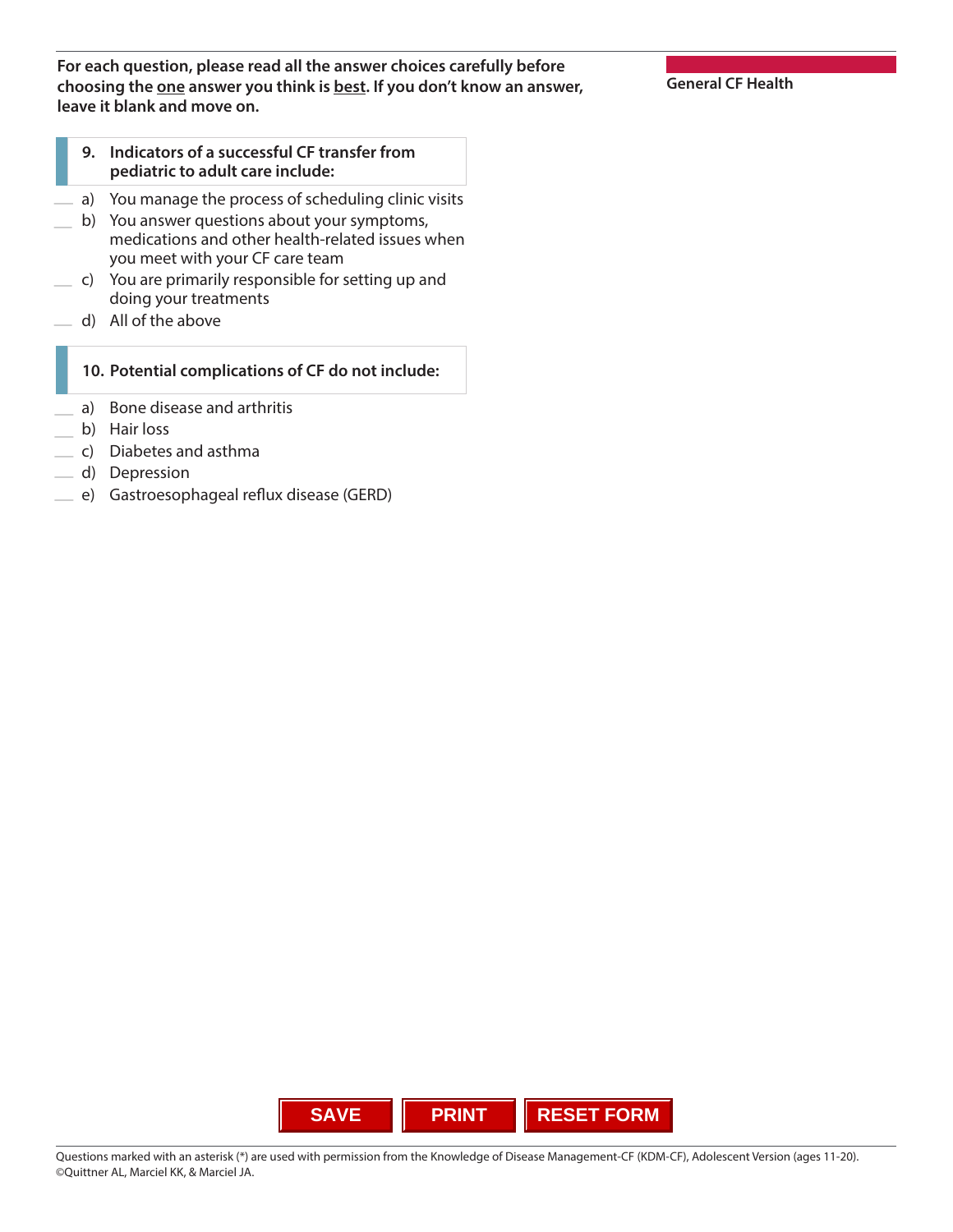**For each question, please read all the answer choices carefully before choosing the one answer you think is best. If you don't know an answer, leave it blank and move on.**

**General CF Health**

**9. Indicators of a successful CF transfer from pediatric to adult care include:**

- \_\_ a) You manage the process of scheduling clinic visits
- \_\_ b) You answer questions about your symptoms, medications and other health-related issues when you meet with your CF care team
- \_\_ c) You are primarily responsible for setting up and doing your treatments
- \_\_ d) All of the above

**10. Potential complications of CF do not include:**

- \_\_ a) Bone disease and arthritis
- \_\_ b) Hair loss
- \_\_ c) Diabetes and asthma
- \_\_ d) Depression
- \_\_ e) Gastroesophageal reflux disease (GERD)

SAVE | PRINT | RESET FORM

Questions marked with an asterisk (*) are used with permission from the Knowledge of Disease Management-CF (KDM-CF), Adolescent Version (ages 11-20). ©Quittner AL, Marciel KK, & Marciel JA.